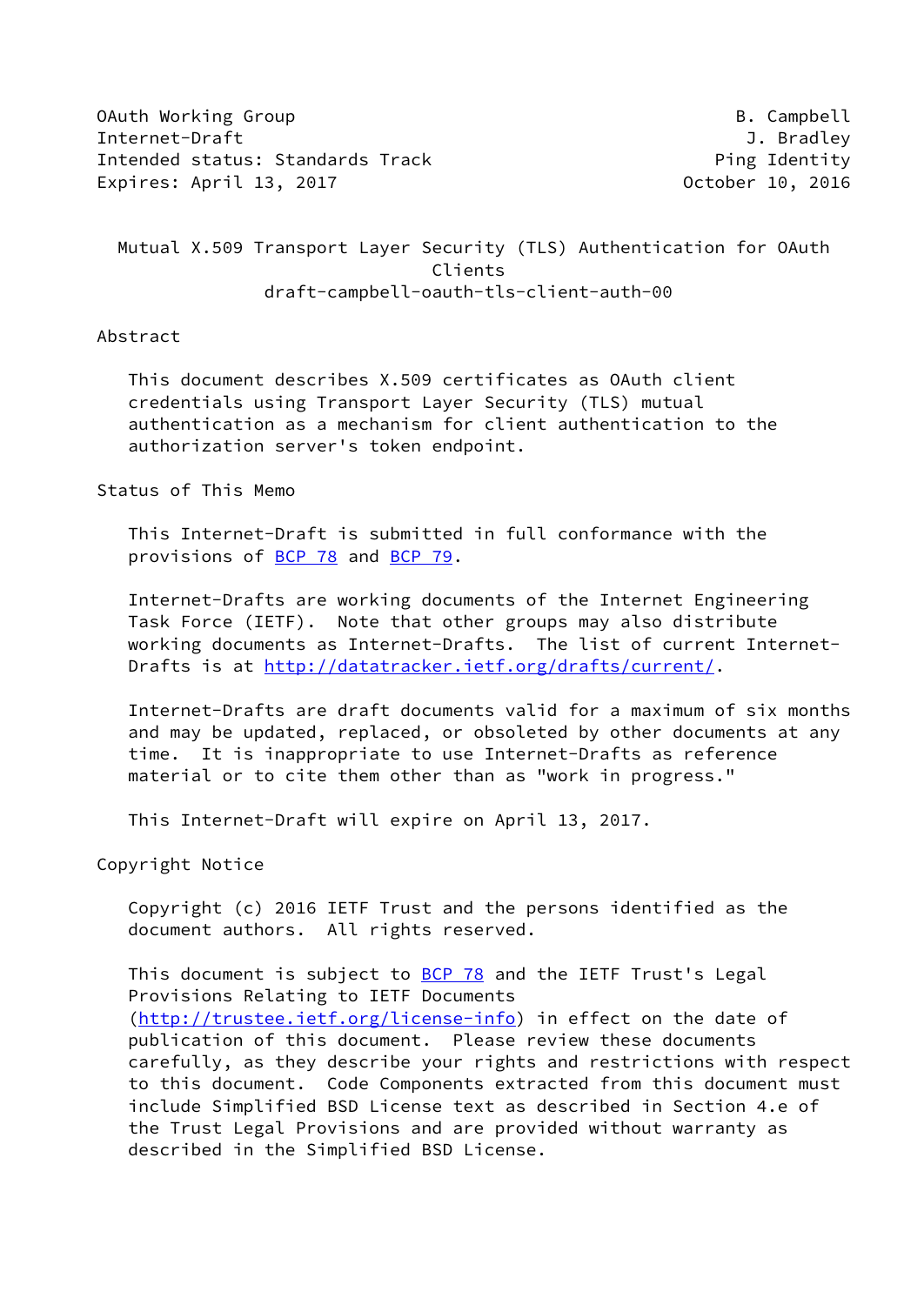OAuth Working Group B. Campbell
Internet-Draft J. Bradley
Intended status: Standards Track Ping Identity
Expires: April 13, 2017 October 10, 2016

# Mutual X.509 Transport Layer Security (TLS) Authentication for OAuth Clients

draft-campbell-oauth-tls-client-auth-00

## Abstract

This document describes X.509 certificates as OAuth client credentials using Transport Layer Security (TLS) mutual authentication as a mechanism for client authentication to the authorization server's token endpoint.

## Status of This Memo

This Internet-Draft is submitted in full conformance with the provisions of BCP 78 and BCP 79.

Internet-Drafts are working documents of the Internet Engineering Task Force (IETF). Note that other groups may also distribute working documents as Internet-Drafts. The list of current Internet-Drafts is at http://datatracker.ietf.org/drafts/current/.

Internet-Drafts are draft documents valid for a maximum of six months and may be updated, replaced, or obsoleted by other documents at any time. It is inappropriate to use Internet-Drafts as reference material or to cite them other than as "work in progress."

This Internet-Draft will expire on April 13, 2017.

## Copyright Notice

Copyright (c) 2016 IETF Trust and the persons identified as the document authors. All rights reserved.

This document is subject to BCP 78 and the IETF Trust's Legal Provisions Relating to IETF Documents (http://trustee.ietf.org/license-info) in effect on the date of publication of this document. Please review these documents carefully, as they describe your rights and restrictions with respect to this document. Code Components extracted from this document must include Simplified BSD License text as described in Section 4.e of the Trust Legal Provisions and are provided without warranty as described in the Simplified BSD License.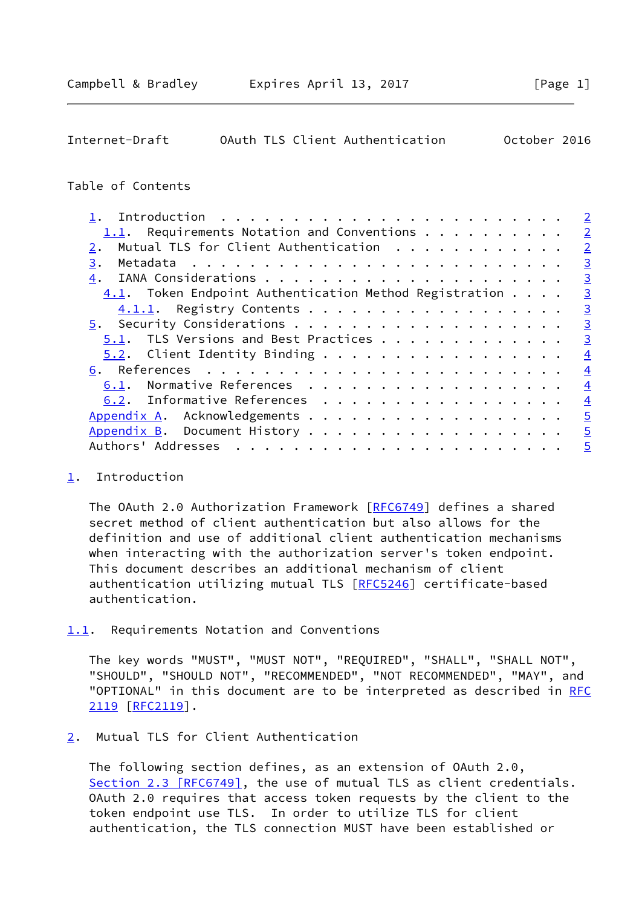Table of Contents

- 1. Introduction . . . . . . . . . . . . . . . . . . . . . . . . 2
  - 1.1. Requirements Notation and Conventions . . . . . . . . . . 2
- 2. Mutual TLS for Client Authentication . . . . . . . . . . . . 2
- 3. Metadata . . . . . . . . . . . . . . . . . . . . . . . . . . 3
- 4. IANA Considerations . . . . . . . . . . . . . . . . . . . . . 3
  - 4.1. Token Endpoint Authentication Method Registration . . . . 3
    - 4.1.1. Registry Contents . . . . . . . . . . . . . . . . . . 3
- 5. Security Considerations . . . . . . . . . . . . . . . . . . . 3
  - 5.1. TLS Versions and Best Practices . . . . . . . . . . . . . 3
  - 5.2. Client Identity Binding . . . . . . . . . . . . . . . . . 4
- 6. References . . . . . . . . . . . . . . . . . . . . . . . . . 4
  - 6.1. Normative References . . . . . . . . . . . . . . . . . . 4
  - 6.2. Informative References . . . . . . . . . . . . . . . . . 4
- Appendix A. Acknowledgements . . . . . . . . . . . . . . . . . . 5
- Appendix B. Document History . . . . . . . . . . . . . . . . . . 5
- Authors' Addresses . . . . . . . . . . . . . . . . . . . . . . . 5

## 1. Introduction

The OAuth 2.0 Authorization Framework [RFC6749] defines a shared secret method of client authentication but also allows for the definition and use of additional client authentication mechanisms when interacting with the authorization server's token endpoint. This document describes an additional mechanism of client authentication utilizing mutual TLS [RFC5246] certificate-based authentication.

### 1.1. Requirements Notation and Conventions

The key words "MUST", "MUST NOT", "REQUIRED", "SHALL", "SHALL NOT", "SHOULD", "SHOULD NOT", "RECOMMENDED", "NOT RECOMMENDED", "MAY", and "OPTIONAL" in this document are to be interpreted as described in RFC 2119 [RFC2119].

## 2. Mutual TLS for Client Authentication

The following section defines, as an extension of OAuth 2.0, Section 2.3 [RFC6749], the use of mutual TLS as client credentials. OAuth 2.0 requires that access token requests by the client to the token endpoint use TLS. In order to utilize TLS for client authentication, the TLS connection MUST have been established or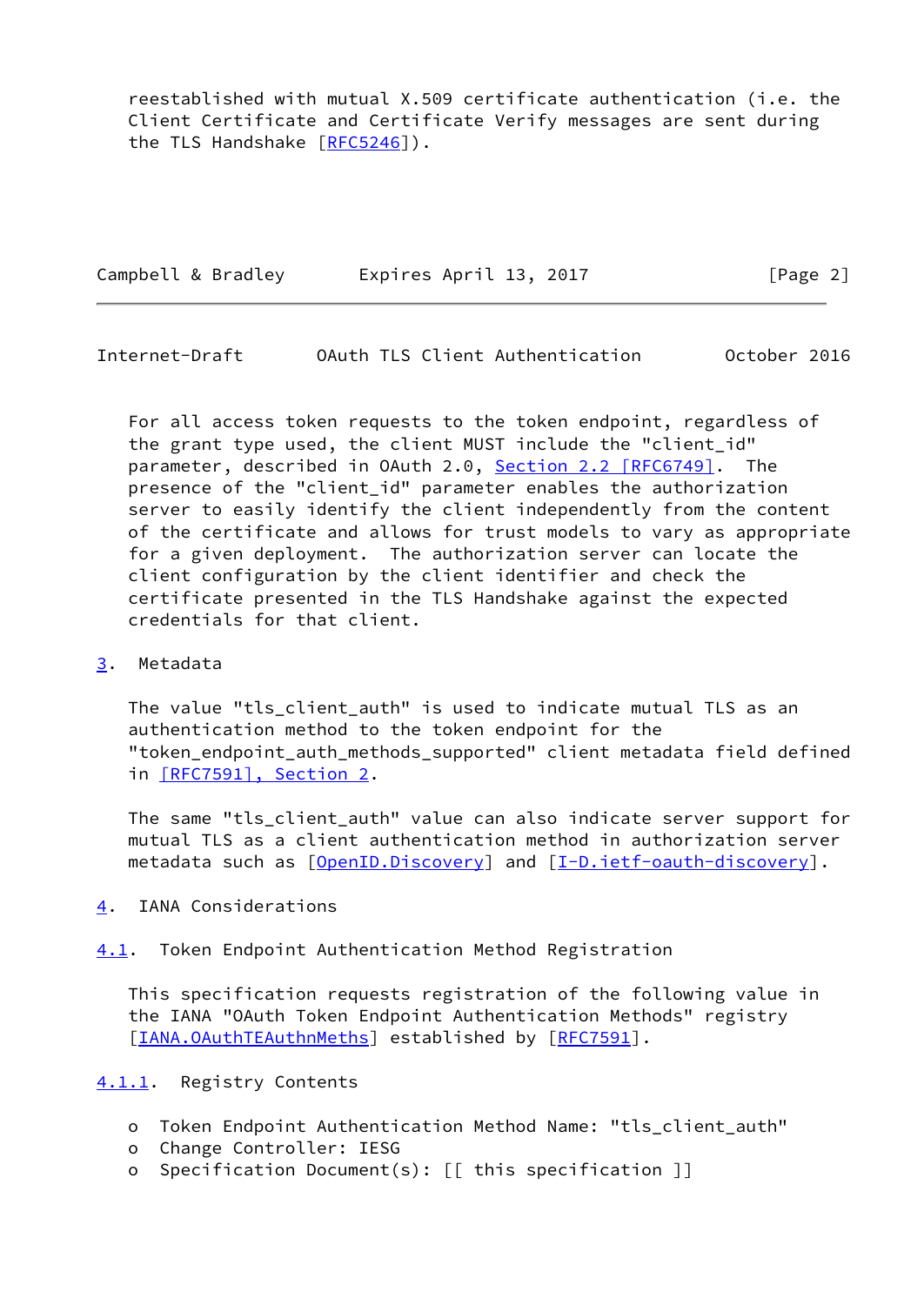reestablished with mutual X.509 certificate authentication (i.e. the Client Certificate and Certificate Verify messages are sent during the TLS Handshake [RFC5246]).

For all access token requests to the token endpoint, regardless of the grant type used, the client MUST include the "client_id" parameter, described in OAuth 2.0, Section 2.2 [RFC6749]. The presence of the "client_id" parameter enables the authorization server to easily identify the client independently from the content of the certificate and allows for trust models to vary as appropriate for a given deployment. The authorization server can locate the client configuration by the client identifier and check the certificate presented in the TLS Handshake against the expected credentials for that client.

## 3. Metadata

The value "tls_client_auth" is used to indicate mutual TLS as an authentication method to the token endpoint for the "token_endpoint_auth_methods_supported" client metadata field defined in [RFC7591], Section 2.

The same "tls_client_auth" value can also indicate server support for mutual TLS as a client authentication method in authorization server metadata such as [OpenID.Discovery] and [I-D.ietf-oauth-discovery].

## 4. IANA Considerations

### 4.1. Token Endpoint Authentication Method Registration

This specification requests registration of the following value in the IANA "OAuth Token Endpoint Authentication Methods" registry [IANA.OAuthTEAuthnMeths] established by [RFC7591].

#### 4.1.1. Registry Contents

- Token Endpoint Authentication Method Name: "tls_client_auth"
- Change Controller: IESG
- Specification Document(s): [[ this specification ]]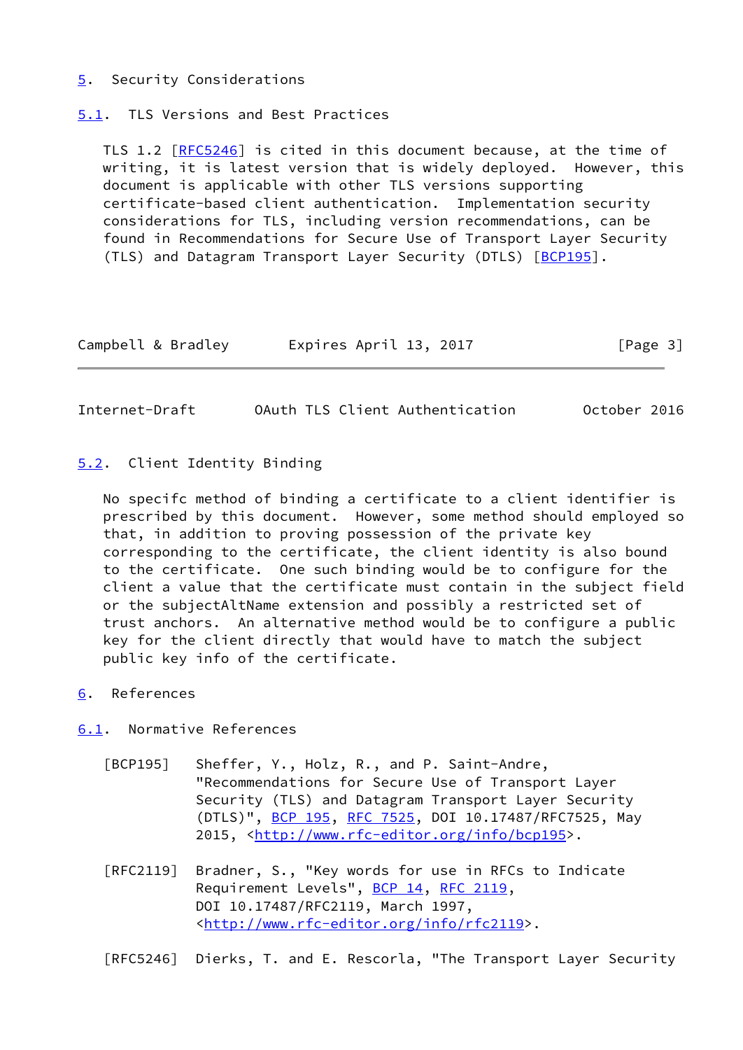## 5. Security Considerations

### 5.1. TLS Versions and Best Practices

TLS 1.2 [RFC5246] is cited in this document because, at the time of writing, it is latest version that is widely deployed. However, this document is applicable with other TLS versions supporting certificate-based client authentication. Implementation security considerations for TLS, including version recommendations, can be found in Recommendations for Secure Use of Transport Layer Security (TLS) and Datagram Transport Layer Security (DTLS) [BCP195].

### 5.2. Client Identity Binding

No specifc method of binding a certificate to a client identifier is prescribed by this document. However, some method should employed so that, in addition to proving possession of the private key corresponding to the certificate, the client identity is also bound to the certificate. One such binding would be to configure for the client a value that the certificate must contain in the subject field or the subjectAltName extension and possibly a restricted set of trust anchors. An alternative method would be to configure a public key for the client directly that would have to match the subject public key info of the certificate.

## 6. References

### 6.1. Normative References

[BCP195] Sheffer, Y., Holz, R., and P. Saint-Andre, "Recommendations for Secure Use of Transport Layer Security (TLS) and Datagram Transport Layer Security (DTLS)", BCP 195, RFC 7525, DOI 10.17487/RFC7525, May 2015, <http://www.rfc-editor.org/info/bcp195>.

[RFC2119] Bradner, S., "Key words for use in RFCs to Indicate Requirement Levels", BCP 14, RFC 2119, DOI 10.17487/RFC2119, March 1997, <http://www.rfc-editor.org/info/rfc2119>.

[RFC5246] Dierks, T. and E. Rescorla, "The Transport Layer Security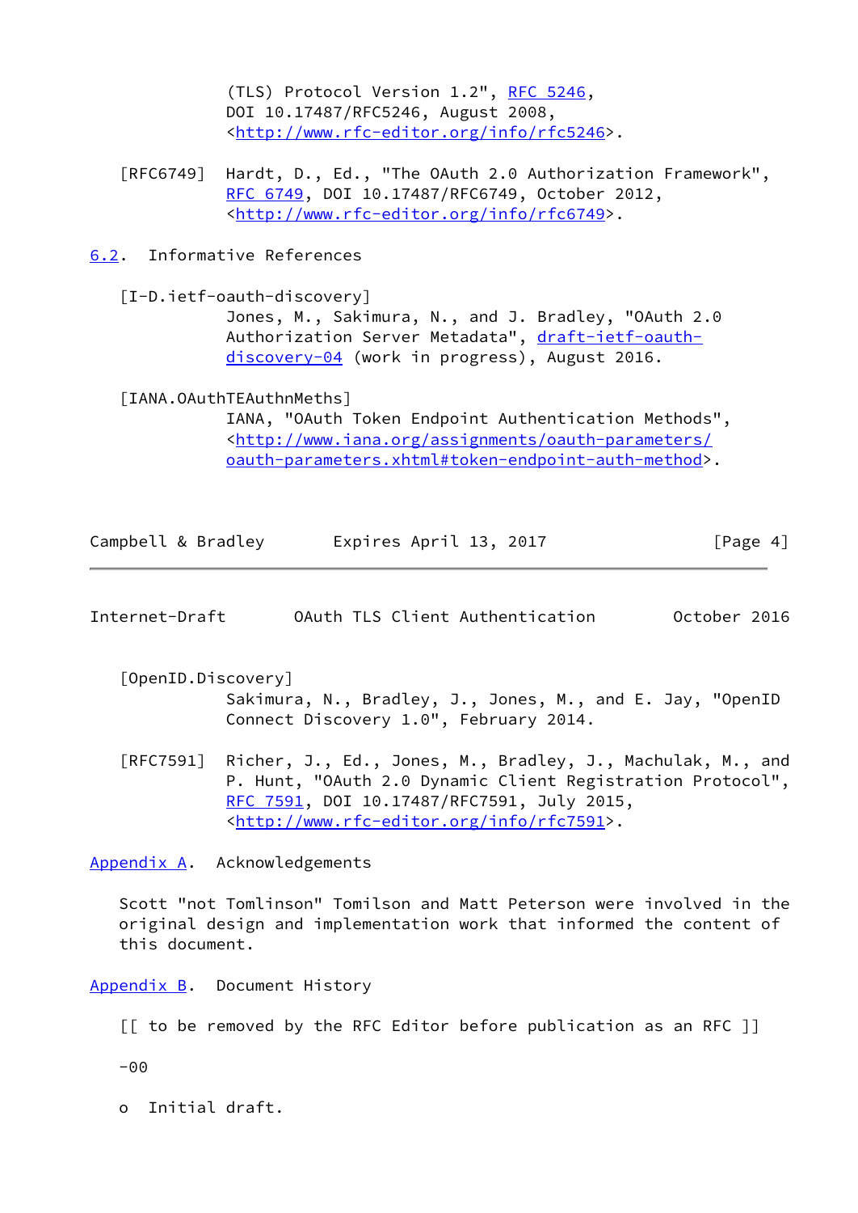(TLS) Protocol Version 1.2", RFC 5246, DOI 10.17487/RFC5246, August 2008, <http://www.rfc-editor.org/info/rfc5246>.

[RFC6749] Hardt, D., Ed., "The OAuth 2.0 Authorization Framework", RFC 6749, DOI 10.17487/RFC6749, October 2012, <http://www.rfc-editor.org/info/rfc6749>.

## 6.2. Informative References

[I-D.ietf-oauth-discovery]
Jones, M., Sakimura, N., and J. Bradley, "OAuth 2.0 Authorization Server Metadata", draft-ietf-oauth-discovery-04 (work in progress), August 2016.

[IANA.OAuthTEAuthnMeths]
IANA, "OAuth Token Endpoint Authentication Methods", <http://www.iana.org/assignments/oauth-parameters/oauth-parameters.xhtml#token-endpoint-auth-method>.

[OpenID.Discovery]
Sakimura, N., Bradley, J., Jones, M., and E. Jay, "OpenID Connect Discovery 1.0", February 2014.

[RFC7591] Richer, J., Ed., Jones, M., Bradley, J., Machulak, M., and P. Hunt, "OAuth 2.0 Dynamic Client Registration Protocol", RFC 7591, DOI 10.17487/RFC7591, July 2015, <http://www.rfc-editor.org/info/rfc7591>.

## Appendix A. Acknowledgements

Scott "not Tomlinson" Tomilson and Matt Peterson were involved in the original design and implementation work that informed the content of this document.

## Appendix B. Document History

[[ to be removed by the RFC Editor before publication as an RFC ]]

-00

- Initial draft.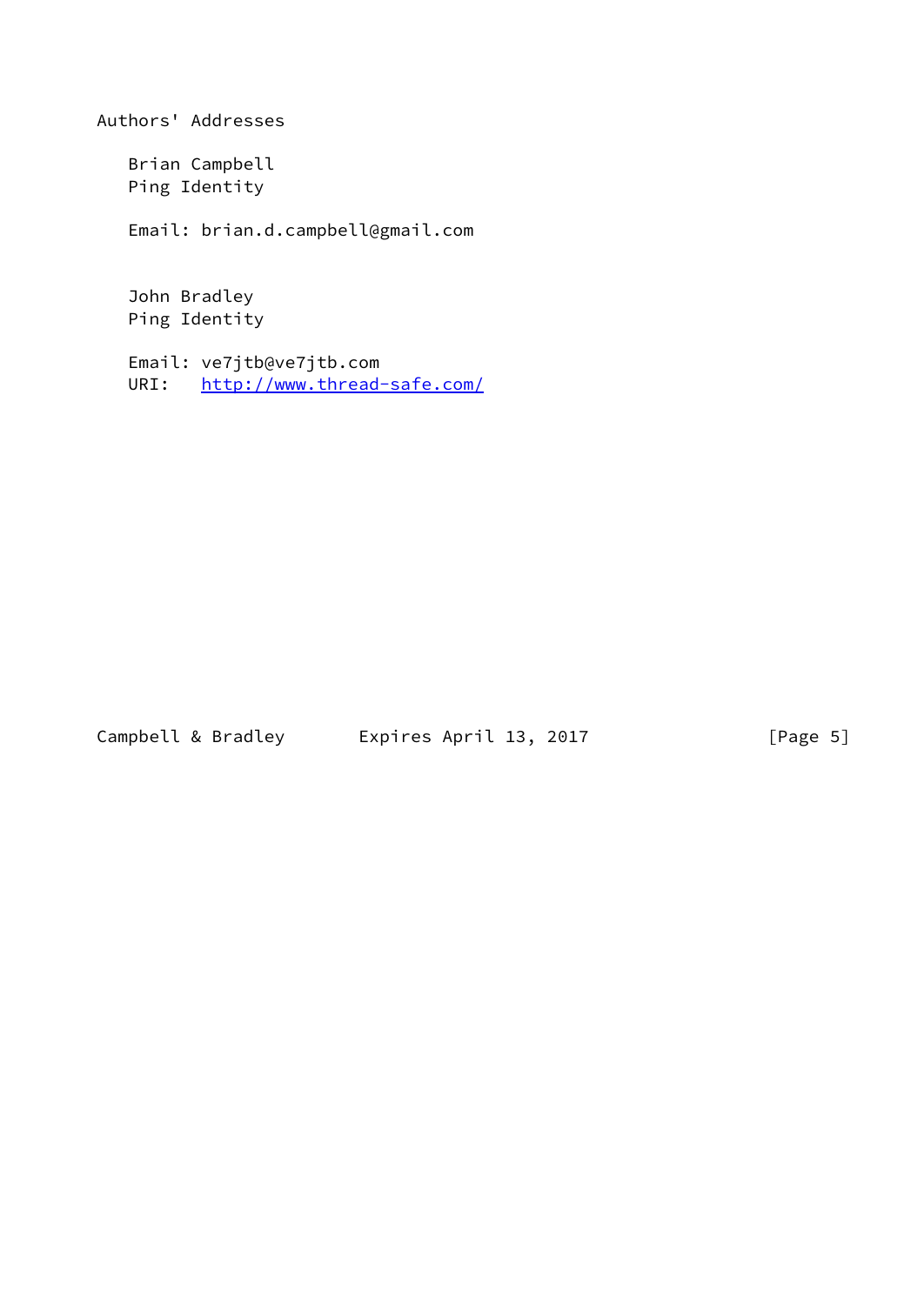## Authors' Addresses

Brian Campbell
Ping Identity

Email: brian.d.campbell@gmail.com

John Bradley
Ping Identity

Email: ve7jtb@ve7jtb.com
URI: http://www.thread-safe.com/